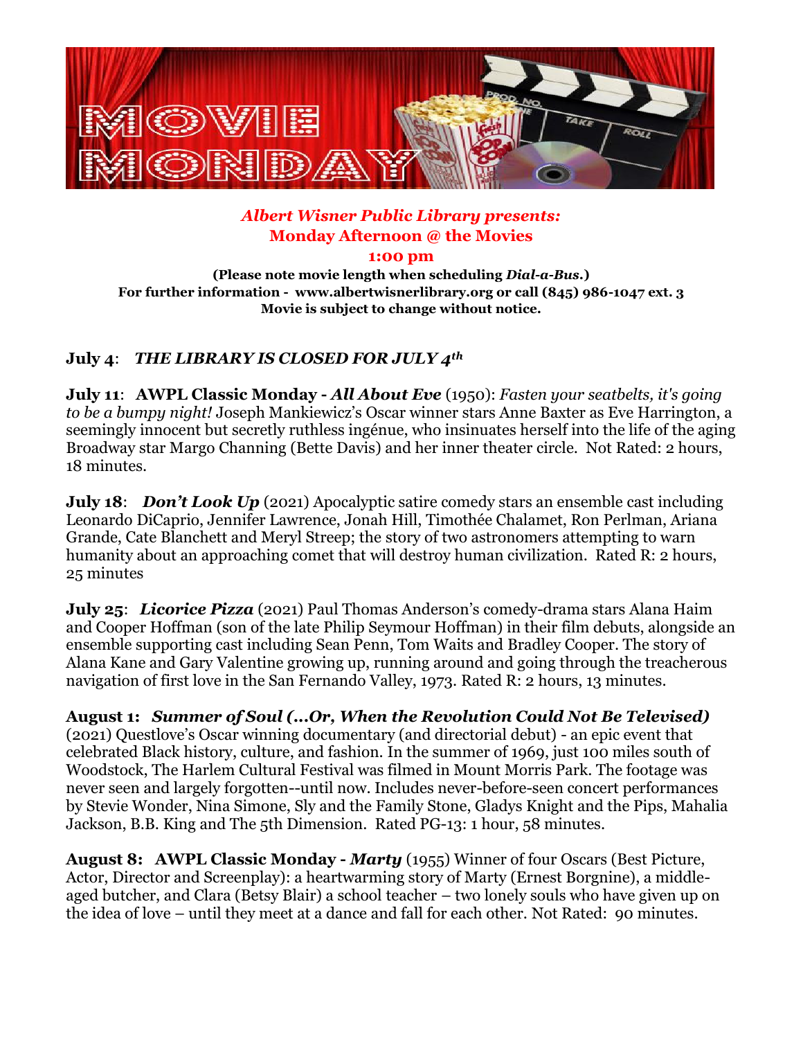# MOVIE MONDAY

***Albert Wisner Public Library presents:***

**Monday Afternoon @ the Movies**

**1:00 pm**

**(Please note movie length when scheduling *Dial-a-Bus*.)**

**For further information - www.albertwisnerlibrary.org or call (845) 986-1047 ext. 3**

**Movie is subject to change without notice.**

**July 4**: ***THE LIBRARY IS CLOSED FOR JULY 4th***

**July 11**: **AWPL Classic Monday - *All About Eve*** (1950): *Fasten your seatbelts, it's going to be a bumpy night!* Joseph Mankiewicz's Oscar winner stars Anne Baxter as Eve Harrington, a seemingly innocent but secretly ruthless ingénue, who insinuates herself into the life of the aging Broadway star Margo Channing (Bette Davis) and her inner theater circle. Not Rated: 2 hours, 18 minutes.

**July 18**: ***Don't Look Up*** (2021) Apocalyptic satire comedy stars an ensemble cast including Leonardo DiCaprio, Jennifer Lawrence, Jonah Hill, Timothée Chalamet, Ron Perlman, Ariana Grande, Cate Blanchett and Meryl Streep; the story of two astronomers attempting to warn humanity about an approaching comet that will destroy human civilization. Rated R: 2 hours, 25 minutes

**July 25**: ***Licorice Pizza*** (2021) Paul Thomas Anderson's comedy-drama stars Alana Haim and Cooper Hoffman (son of the late Philip Seymour Hoffman) in their film debuts, alongside an ensemble supporting cast including Sean Penn, Tom Waits and Bradley Cooper. The story of Alana Kane and Gary Valentine growing up, running around and going through the treacherous navigation of first love in the San Fernando Valley, 1973. Rated R: 2 hours, 13 minutes.

**August 1:** ***Summer of Soul (…Or, When the Revolution Could Not Be Televised)*** (2021) Questlove's Oscar winning documentary (and directorial debut) - an epic event that celebrated Black history, culture, and fashion. In the summer of 1969, just 100 miles south of Woodstock, The Harlem Cultural Festival was filmed in Mount Morris Park. The footage was never seen and largely forgotten--until now. Includes never-before-seen concert performances by Stevie Wonder, Nina Simone, Sly and the Family Stone, Gladys Knight and the Pips, Mahalia Jackson, B.B. King and The 5th Dimension. Rated PG-13: 1 hour, 58 minutes.

**August 8: AWPL Classic Monday - *Marty*** (1955) Winner of four Oscars (Best Picture, Actor, Director and Screenplay): a heartwarming story of Marty (Ernest Borgnine), a middle-aged butcher, and Clara (Betsy Blair) a school teacher – two lonely souls who have given up on the idea of love – until they meet at a dance and fall for each other. Not Rated: 90 minutes.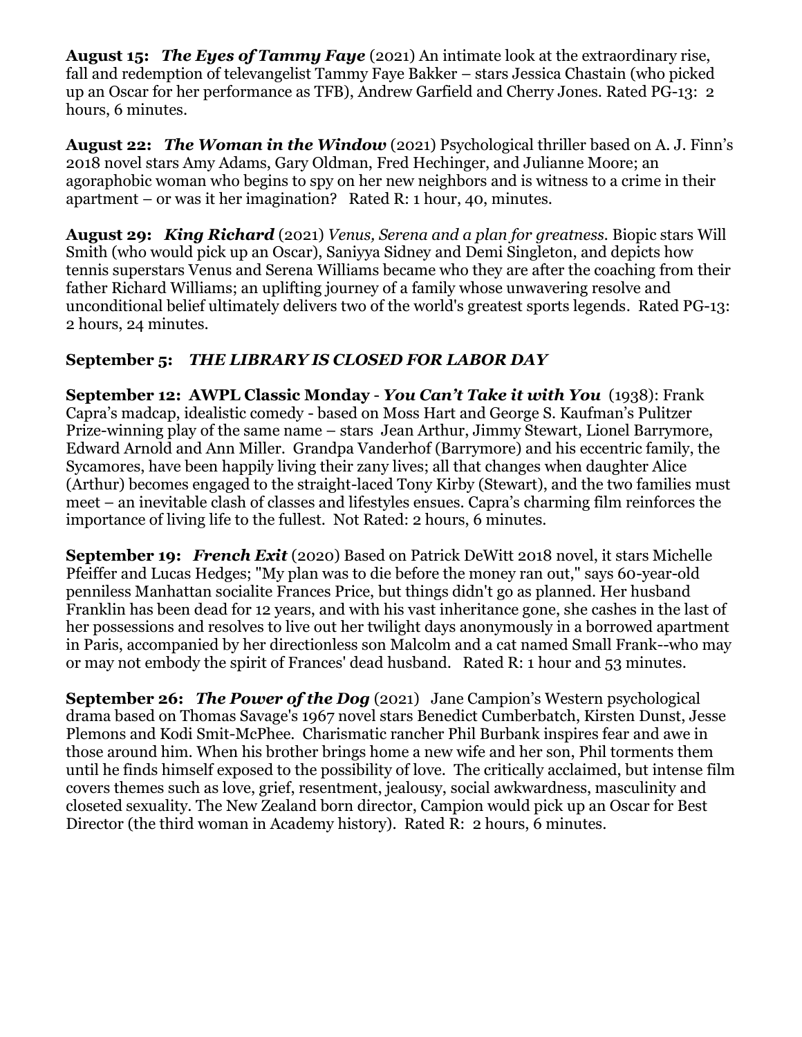**August 15:** ***The Eyes of Tammy Faye*** (2021) An intimate look at the extraordinary rise, fall and redemption of televangelist Tammy Faye Bakker – stars Jessica Chastain (who picked up an Oscar for her performance as TFB), Andrew Garfield and Cherry Jones. Rated PG-13: 2 hours, 6 minutes.

**August 22:** ***The Woman in the Window*** (2021) Psychological thriller based on A. J. Finn's 2018 novel stars Amy Adams, Gary Oldman, Fred Hechinger, and Julianne Moore; an agoraphobic woman who begins to spy on her new neighbors and is witness to a crime in their apartment – or was it her imagination? Rated R: 1 hour, 40, minutes.

**August 29:** ***King Richard*** (2021) *Venus, Serena and a plan for greatness.* Biopic stars Will Smith (who would pick up an Oscar), Saniyya Sidney and Demi Singleton, and depicts how tennis superstars Venus and Serena Williams became who they are after the coaching from their father Richard Williams; an uplifting journey of a family whose unwavering resolve and unconditional belief ultimately delivers two of the world's greatest sports legends. Rated PG-13: 2 hours, 24 minutes.

**September 5:** ***THE LIBRARY IS CLOSED FOR LABOR DAY***

**September 12: AWPL Classic Monday** - ***You Can't Take it with You*** (1938): Frank Capra's madcap, idealistic comedy - based on Moss Hart and George S. Kaufman's Pulitzer Prize-winning play of the same name – stars Jean Arthur, Jimmy Stewart, Lionel Barrymore, Edward Arnold and Ann Miller. Grandpa Vanderhof (Barrymore) and his eccentric family, the Sycamores, have been happily living their zany lives; all that changes when daughter Alice (Arthur) becomes engaged to the straight-laced Tony Kirby (Stewart), and the two families must meet – an inevitable clash of classes and lifestyles ensues. Capra's charming film reinforces the importance of living life to the fullest. Not Rated: 2 hours, 6 minutes.

**September 19:** ***French Exit*** (2020) Based on Patrick DeWitt 2018 novel, it stars Michelle Pfeiffer and Lucas Hedges; "My plan was to die before the money ran out," says 60-year-old penniless Manhattan socialite Frances Price, but things didn't go as planned. Her husband Franklin has been dead for 12 years, and with his vast inheritance gone, she cashes in the last of her possessions and resolves to live out her twilight days anonymously in a borrowed apartment in Paris, accompanied by her directionless son Malcolm and a cat named Small Frank--who may or may not embody the spirit of Frances' dead husband. Rated R: 1 hour and 53 minutes.

**September 26:** ***The Power of the Dog*** (2021) Jane Campion's Western psychological drama based on Thomas Savage's 1967 novel stars Benedict Cumberbatch, Kirsten Dunst, Jesse Plemons and Kodi Smit-McPhee. Charismatic rancher Phil Burbank inspires fear and awe in those around him. When his brother brings home a new wife and her son, Phil torments them until he finds himself exposed to the possibility of love. The critically acclaimed, but intense film covers themes such as love, grief, resentment, jealousy, social awkwardness, masculinity and closeted sexuality. The New Zealand born director, Campion would pick up an Oscar for Best Director (the third woman in Academy history). Rated R: 2 hours, 6 minutes.